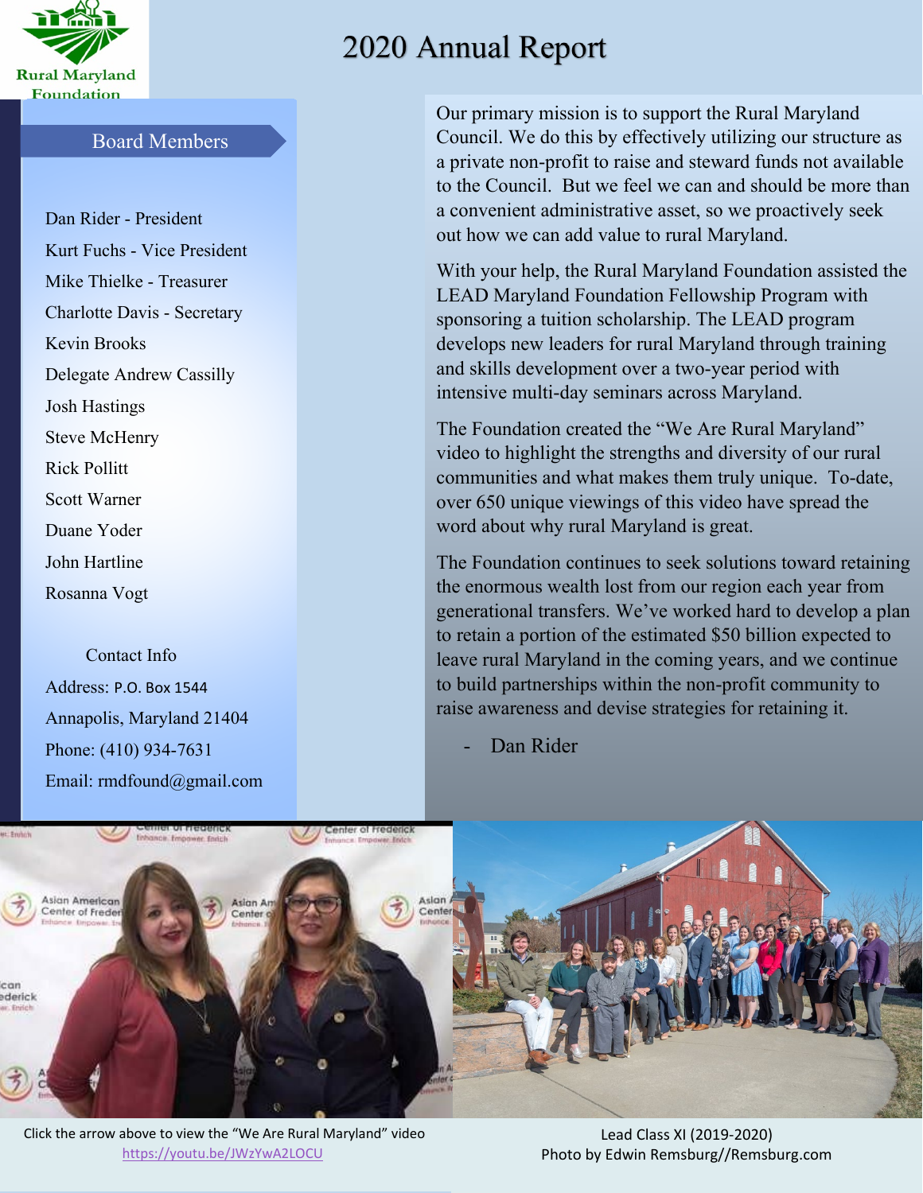Rural Maryland Foundation

# 2020 Annual Report

## Board Members

Dan Rider - President

Kurt Fuchs - Vice President

Mike Thielke - Treasurer

Charlotte Davis - Secretary

Kevin Brooks

Delegate Andrew Cassilly

Josh Hastings

Steve McHenry

Rick Pollitt

Scott Warner

Duane Yoder

John Hartline

Rosanna Vogt

### Contact Info

Address: P.O. Box 1544

Annapolis, Maryland 21404

Phone: (410) 934-7631

Email: rmdfound@gmail.com

Our primary mission is to support the Rural Maryland Council. We do this by effectively utilizing our structure as a private non-profit to raise and steward funds not available to the Council. But we feel we can and should be more than a convenient administrative asset, so we proactively seek out how we can add value to rural Maryland.

With your help, the Rural Maryland Foundation assisted the LEAD Maryland Foundation Fellowship Program with sponsoring a tuition scholarship. The LEAD program develops new leaders for rural Maryland through training and skills development over a two-year period with intensive multi-day seminars across Maryland.

The Foundation created the "We Are Rural Maryland" video to highlight the strengths and diversity of our rural communities and what makes them truly unique. To-date, over 650 unique viewings of this video have spread the word about why rural Maryland is great.

The Foundation continues to seek solutions toward retaining the enormous wealth lost from our region each year from generational transfers. We've worked hard to develop a plan to retain a portion of the estimated $50 billion expected to leave rural Maryland in the coming years, and we continue to build partnerships within the non-profit community to raise awareness and devise strategies for retaining it.

- Dan Rider

Click the arrow above to view the "We Are Rural Maryland" video
https://youtu.be/JWzYwA2LOCU

Lead Class XI (2019-2020)
Photo by Edwin Remsburg//Remsburg.com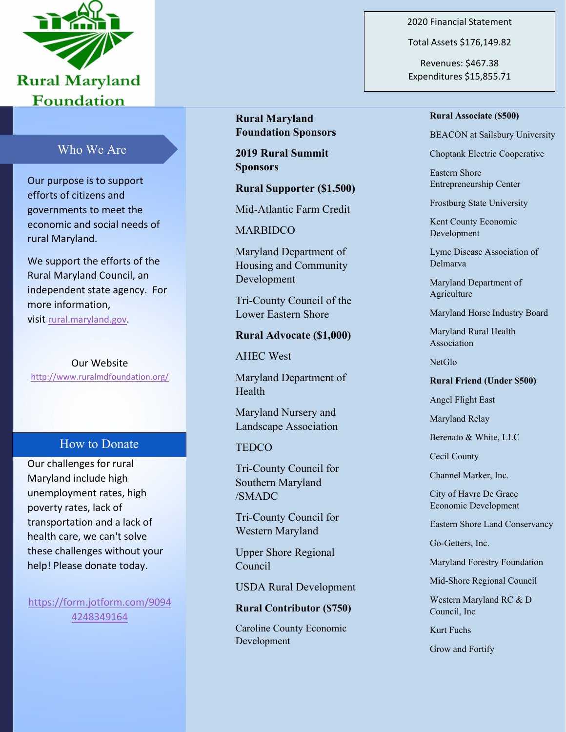Rural Maryland Foundation

2020 Financial Statement

Total Assets $176,149.82

Revenues: $467.38

Expenditures $15,855.71

## Who We Are

Our purpose is to support efforts of citizens and governments to meet the economic and social needs of rural Maryland.

We support the efforts of the Rural Maryland Council, an independent state agency. For more information, visit rural.maryland.gov.

Our Website

http://www.ruralmdfoundation.org/

## How to Donate

Our challenges for rural Maryland include high unemployment rates, high poverty rates, lack of transportation and a lack of health care, we can't solve these challenges without your help! Please donate today.

https://form.jotform.com/90944248349164

## Rural Maryland Foundation Sponsors

## 2019 Rural Summit Sponsors

**Rural Supporter ($1,500)**

Mid-Atlantic Farm Credit

MARBIDCO

Maryland Department of Housing and Community Development

Tri-County Council of the Lower Eastern Shore

**Rural Advocate ($1,000)**

AHEC West

Maryland Department of Health

Maryland Nursery and Landscape Association

TEDCO

Tri-County Council for Southern Maryland /SMADC

Tri-County Council for Western Maryland

Upper Shore Regional Council

USDA Rural Development

**Rural Contributor ($750)**

Caroline County Economic Development

**Rural Associate ($500)**

BEACON at Sailsbury University

Choptank Electric Cooperative

Eastern Shore Entrepreneurship Center

Frostburg State University

Kent County Economic Development

Lyme Disease Association of Delmarva

Maryland Department of Agriculture

Maryland Horse Industry Board

Maryland Rural Health Association

NetGlo

**Rural Friend (Under $500)**

Angel Flight East

Maryland Relay

Berenato & White, LLC

Cecil County

Channel Marker, Inc.

City of Havre De Grace Economic Development

Eastern Shore Land Conservancy

Go-Getters, Inc.

Maryland Forestry Foundation

Mid-Shore Regional Council

Western Maryland RC & D Council, Inc

Kurt Fuchs

Grow and Fortify